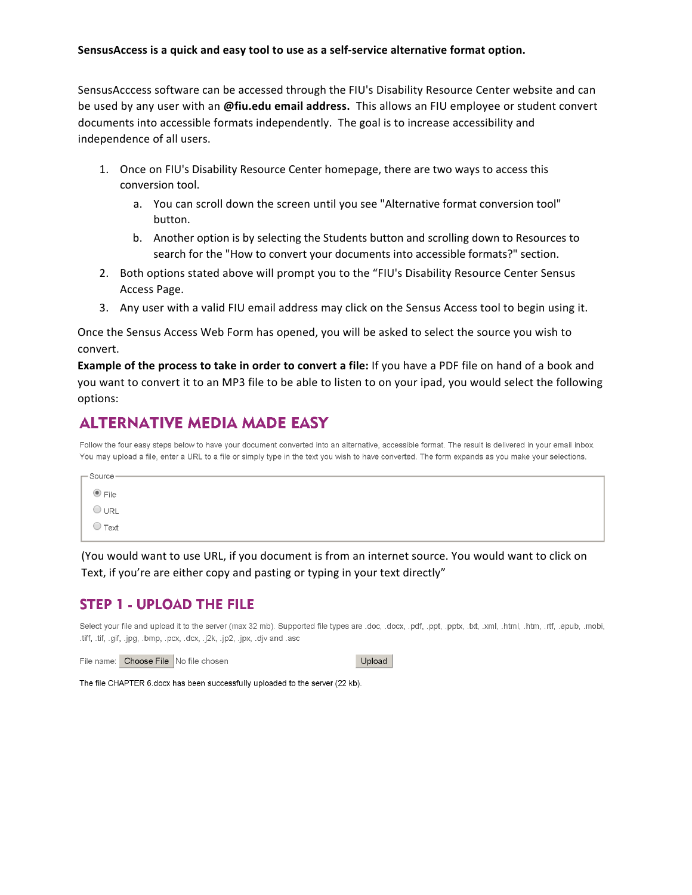**SensusAccess is a quick and easy tool to use as a self-service alternative format option.**

SensusAcccess software can be accessed through the FIU's Disability Resource Center website and can be used by any user with an **@fiu.edu email address.** This allows an FIU employee or student convert documents into accessible formats independently. The goal is to increase accessibility and independence of all users.

1. Once on FIU's Disability Resource Center homepage, there are two ways to access this conversion tool.
    a. You can scroll down the screen until you see "Alternative format conversion tool" button.
    b. Another option is by selecting the Students button and scrolling down to Resources to search for the "How to convert your documents into accessible formats?" section.
2. Both options stated above will prompt you to the "FIU's Disability Resource Center Sensus Access Page.
3. Any user with a valid FIU email address may click on the Sensus Access tool to begin using it.

Once the Sensus Access Web Form has opened, you will be asked to select the source you wish to convert.

**Example of the process to take in order to convert a file:** If you have a PDF file on hand of a book and you want to convert it to an MP3 file to be able to listen to on your ipad, you would select the following options:

## ALTERNATIVE MEDIA MADE EASY

Follow the four easy steps below to have your document converted into an alternative, accessible format. The result is delivered in your email inbox. You may upload a file, enter a URL to a file or simply type in the text you wish to have converted. The form expands as you make your selections.

Source

- (●) File
- ( ) URL
- ( ) Text

(You would want to use URL, if you document is from an internet source. You would want to click on Text, if you're are either copy and pasting or typing in your text directly"

## STEP 1 - UPLOAD THE FILE

Select your file and upload it to the server (max 32 mb). Supported file types are .doc, .docx, .pdf, .ppt, .pptx, .txt, .xml, .html, .htm, .rtf, .epub, .mobi, .tiff, .tif, .gif, .jpg, .bmp, .pcx, .dcx, .j2k, .jp2, .jpx, .djv and .asc

File name: Choose File No file chosen Upload

The file CHAPTER 6.docx has been successfully uploaded to the server (22 kb).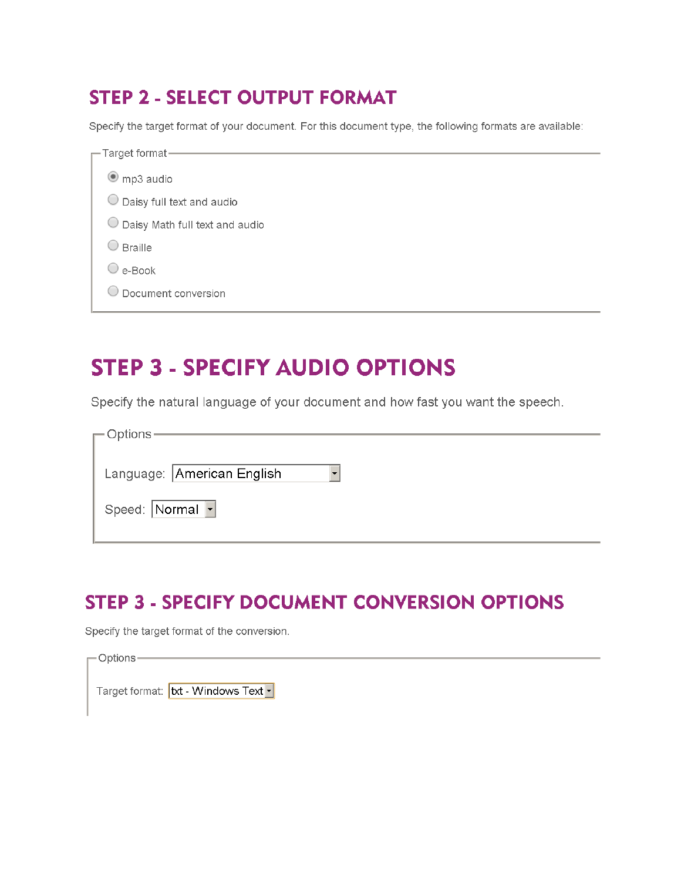## STEP 2 - SELECT OUTPUT FORMAT

Specify the target format of your document. For this document type, the following formats are available:

Target format

- (•) mp3 audio
- ( ) Daisy full text and audio
- ( ) Daisy Math full text and audio
- ( ) Braille
- ( ) e-Book
- ( ) Document conversion

## STEP 3 - SPECIFY AUDIO OPTIONS

Specify the natural language of your document and how fast you want the speech.

Options

Language: American English

Speed: Normal

## STEP 3 - SPECIFY DOCUMENT CONVERSION OPTIONS

Specify the target format of the conversion.

Options

Target format: txt - Windows Text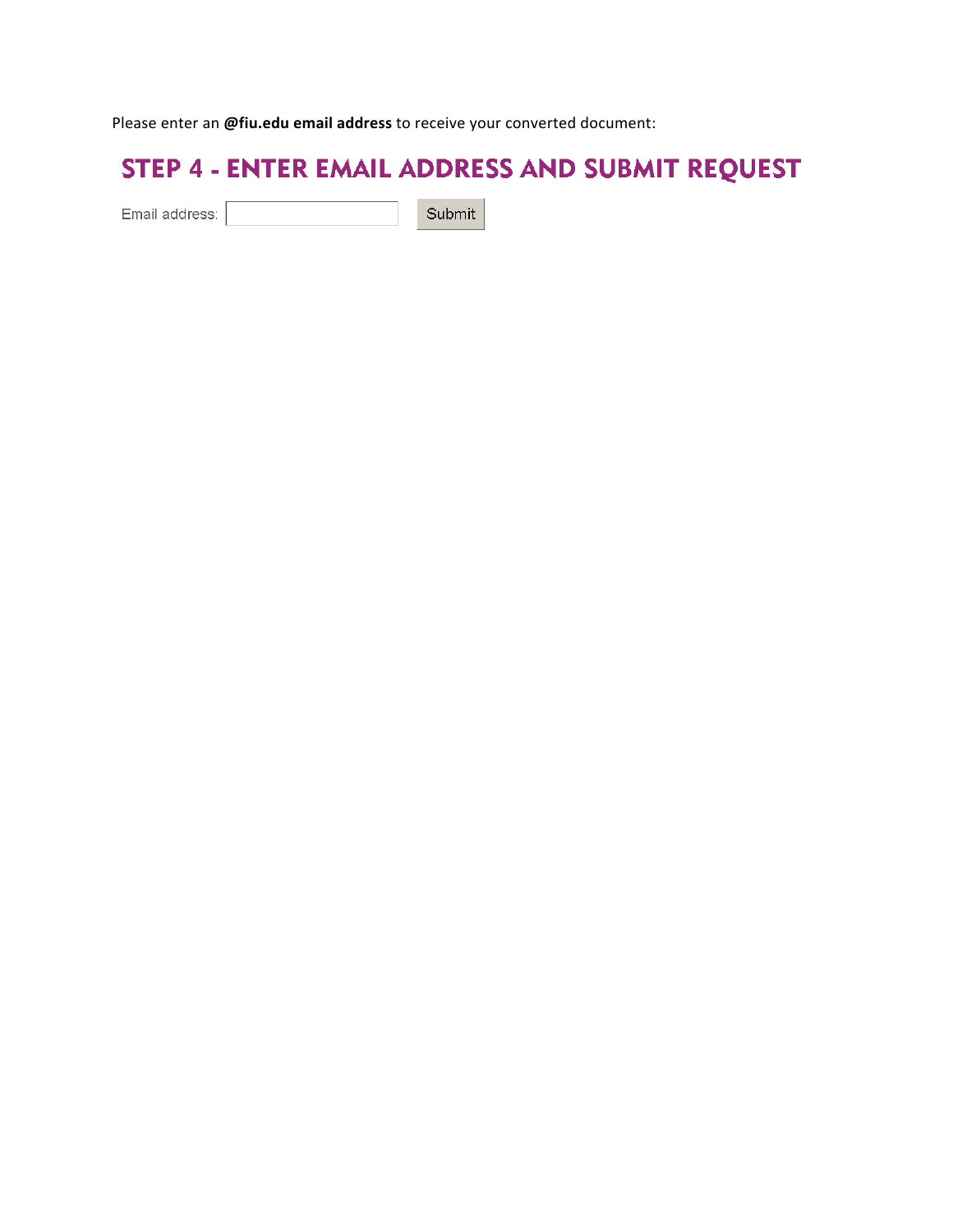Please enter an **@fiu.edu email address** to receive your converted document:

## STEP 4 - ENTER EMAIL ADDRESS AND SUBMIT REQUEST

Email address: Submit